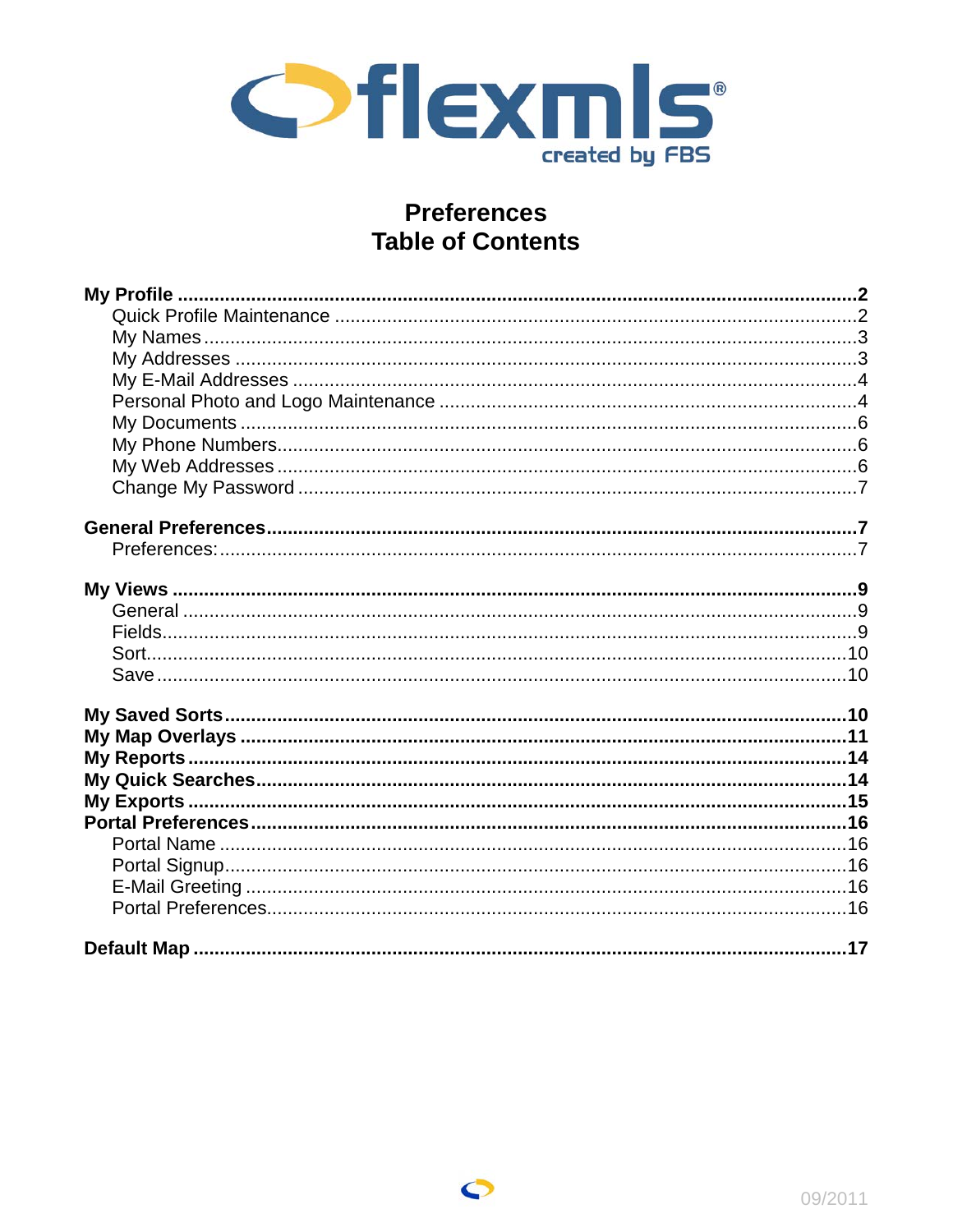flexmls® created by FBS

# Preferences
# Table of Contents

**My Profile** .......... **2**
- Quick Profile Maintenance .......... 2
- My Names .......... 3
- My Addresses .......... 3
- My E-Mail Addresses .......... 4
- Personal Photo and Logo Maintenance .......... 4
- My Documents .......... 6
- My Phone Numbers .......... 6
- My Web Addresses .......... 6
- Change My Password .......... 7

**General Preferences** .......... **7**
- Preferences: .......... 7

**My Views** .......... **9**
- General .......... 9
- Fields .......... 9
- Sort .......... 10
- Save .......... 10

**My Saved Sorts** .......... **10**
**My Map Overlays** .......... **11**
**My Reports** .......... **14**
**My Quick Searches** .......... **14**
**My Exports** .......... **15**
**Portal Preferences** .......... **16**
- Portal Name .......... 16
- Portal Signup .......... 16
- E-Mail Greeting .......... 16
- Portal Preferences .......... 16

**Default Map** .......... **17**

09/2011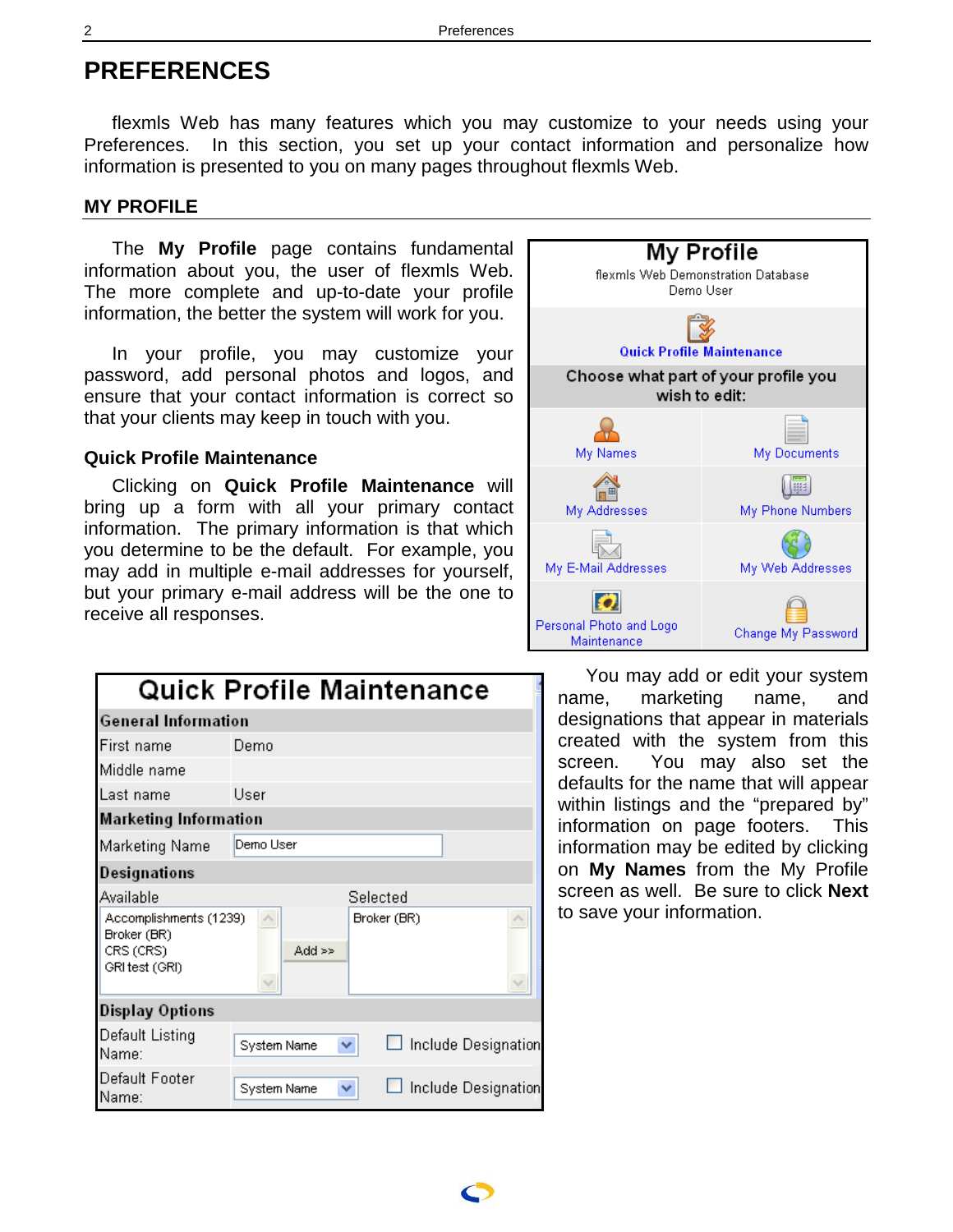# PREFERENCES

flexmls Web has many features which you may customize to your needs using your Preferences. In this section, you set up your contact information and personalize how information is presented to you on many pages throughout flexmls Web.

## MY PROFILE

The **My Profile** page contains fundamental information about you, the user of flexmls Web. The more complete and up-to-date your profile information, the better the system will work for you.

In your profile, you may customize your password, add personal photos and logos, and ensure that your contact information is correct so that your clients may keep in touch with you.

### Quick Profile Maintenance

Clicking on **Quick Profile Maintenance** will bring up a form with all your primary contact information. The primary information is that which you determine to be the default. For example, you may add in multiple e-mail addresses for yourself, but your primary e-mail address will be the one to receive all responses.

You may add or edit your system name, marketing name, and designations that appear in materials created with the system from this screen. You may also set the defaults for the name that will appear within listings and the "prepared by" information on page footers. This information may be edited by clicking on **My Names** from the My Profile screen as well. Be sure to click **Next** to save your information.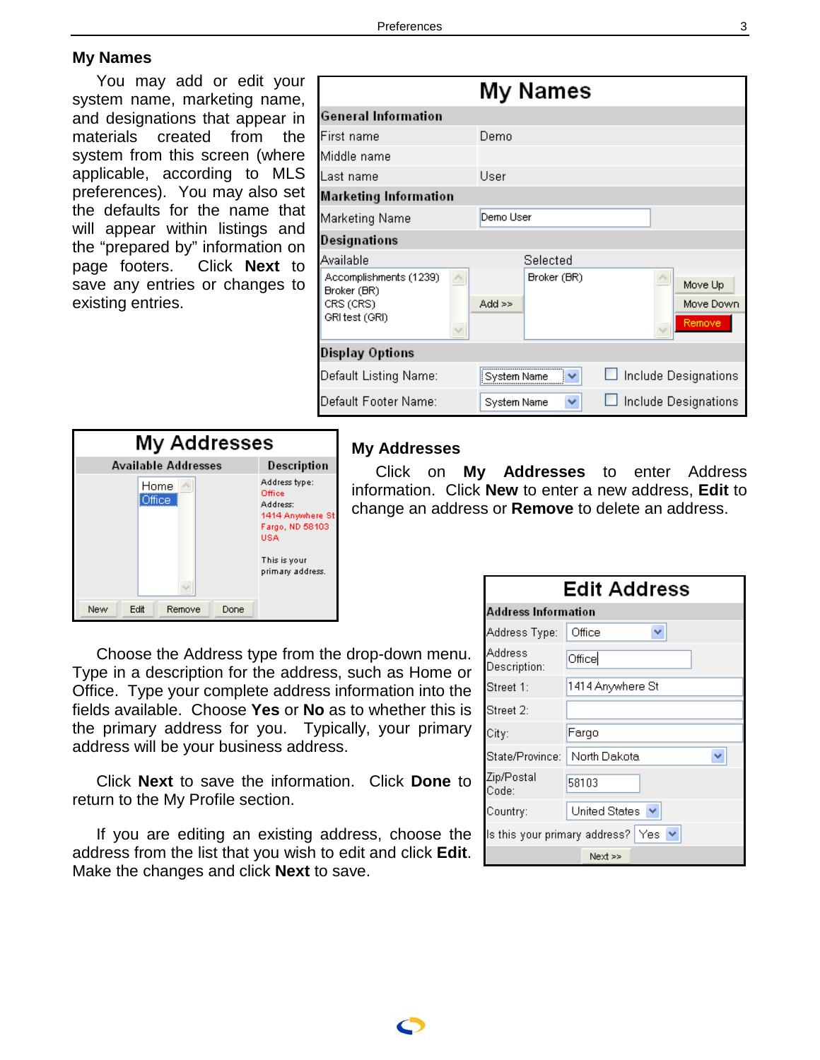## My Names

You may add or edit your system name, marketing name, and designations that appear in materials created from the system from this screen (where applicable, according to MLS preferences). You may also set the defaults for the name that will appear within listings and the "prepared by" information on page footers. Click **Next** to save any entries or changes to existing entries.

## My Addresses

Click on **My Addresses** to enter Address information. Click **New** to enter a new address, **Edit** to change an address or **Remove** to delete an address.

Choose the Address type from the drop-down menu. Type in a description for the address, such as Home or Office. Type your complete address information into the fields available. Choose **Yes** or **No** as to whether this is the primary address for you. Typically, your primary address will be your business address.

Click **Next** to save the information. Click **Done** to return to the My Profile section.

If you are editing an existing address, choose the address from the list that you wish to edit and click **Edit**. Make the changes and click **Next** to save.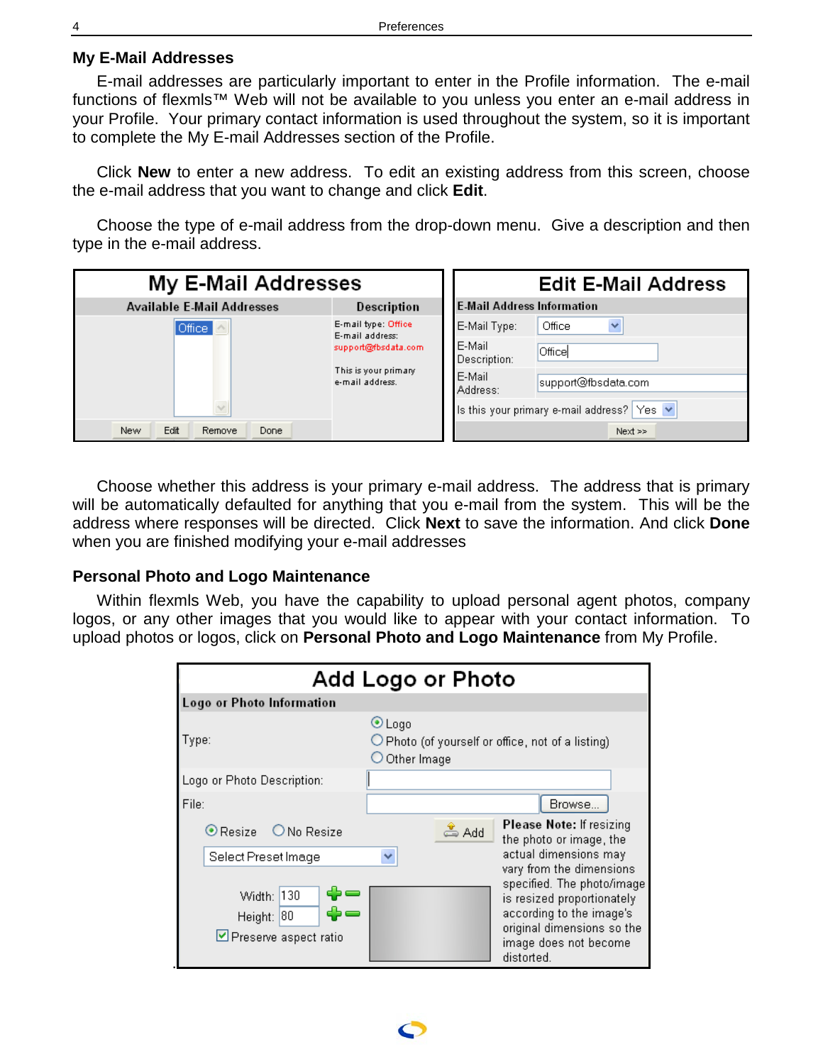## My E-Mail Addresses

E-mail addresses are particularly important to enter in the Profile information. The e-mail functions of flexmls™ Web will not be available to you unless you enter an e-mail address in your Profile. Your primary contact information is used throughout the system, so it is important to complete the My E-mail Addresses section of the Profile.

Click **New** to enter a new address. To edit an existing address from this screen, choose the e-mail address that you want to change and click **Edit**.

Choose the type of e-mail address from the drop-down menu. Give a description and then type in the e-mail address.

Choose whether this address is your primary e-mail address. The address that is primary will be automatically defaulted for anything that you e-mail from the system. This will be the address where responses will be directed. Click **Next** to save the information. And click **Done** when you are finished modifying your e-mail addresses

## Personal Photo and Logo Maintenance

Within flexmls Web, you have the capability to upload personal agent photos, company logos, or any other images that you would like to appear with your contact information. To upload photos or logos, click on **Personal Photo and Logo Maintenance** from My Profile.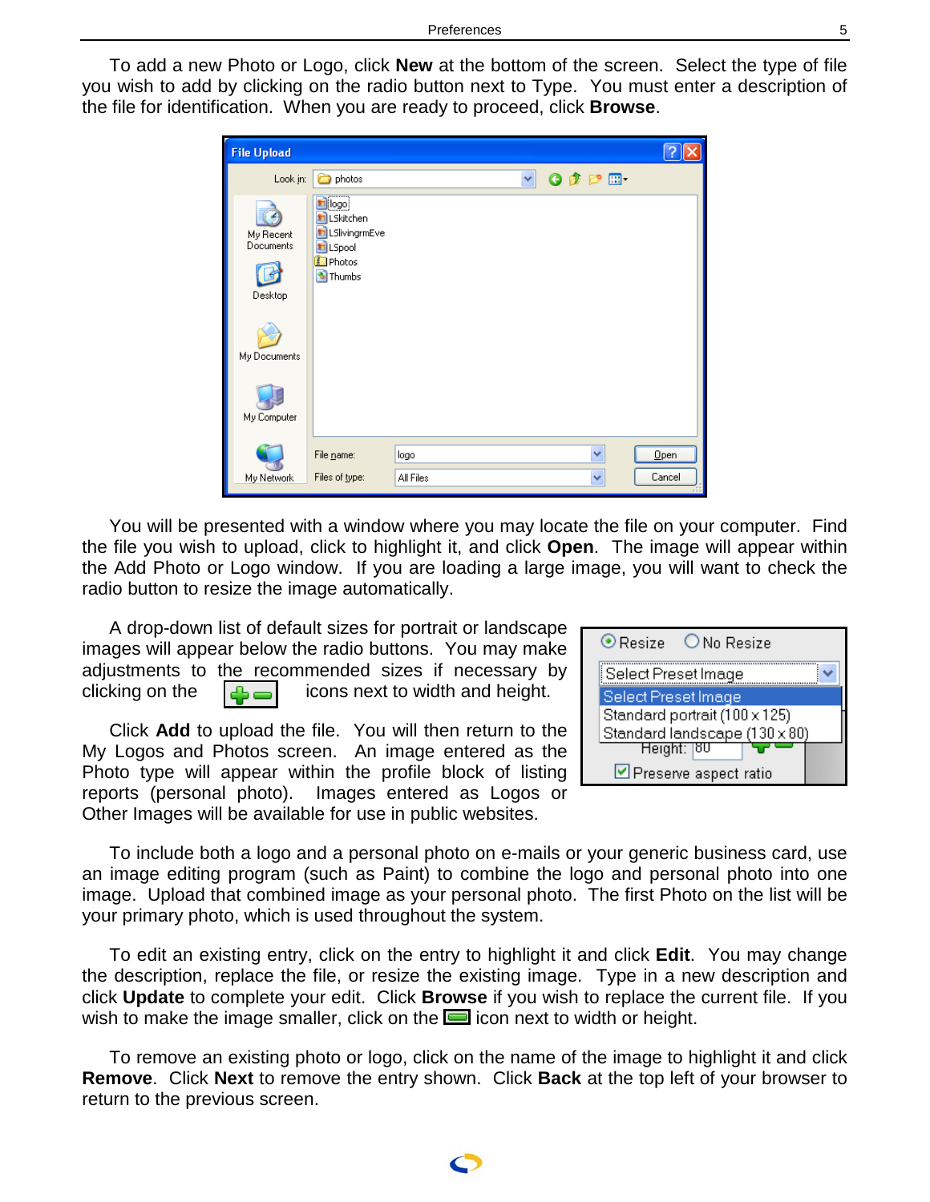To add a new Photo or Logo, click **New** at the bottom of the screen. Select the type of file you wish to add by clicking on the radio button next to Type. You must enter a description of the file for identification. When you are ready to proceed, click **Browse**.

You will be presented with a window where you may locate the file on your computer. Find the file you wish to upload, click to highlight it, and click **Open**. The image will appear within the Add Photo or Logo window. If you are loading a large image, you will want to check the radio button to resize the image automatically.

A drop-down list of default sizes for portrait or landscape images will appear below the radio buttons. You may make adjustments to the recommended sizes if necessary by clicking on the icons next to width and height.

Click **Add** to upload the file. You will then return to the My Logos and Photos screen. An image entered as the Photo type will appear within the profile block of listing reports (personal photo). Images entered as Logos or Other Images will be available for use in public websites.

To include both a logo and a personal photo on e-mails or your generic business card, use an image editing program (such as Paint) to combine the logo and personal photo into one image. Upload that combined image as your personal photo. The first Photo on the list will be your primary photo, which is used throughout the system.

To edit an existing entry, click on the entry to highlight it and click **Edit**. You may change the description, replace the file, or resize the existing image. Type in a new description and click **Update** to complete your edit. Click **Browse** if you wish to replace the current file. If you wish to make the image smaller, click on the icon next to width or height.

To remove an existing photo or logo, click on the name of the image to highlight it and click **Remove**. Click **Next** to remove the entry shown. Click **Back** at the top left of your browser to return to the previous screen.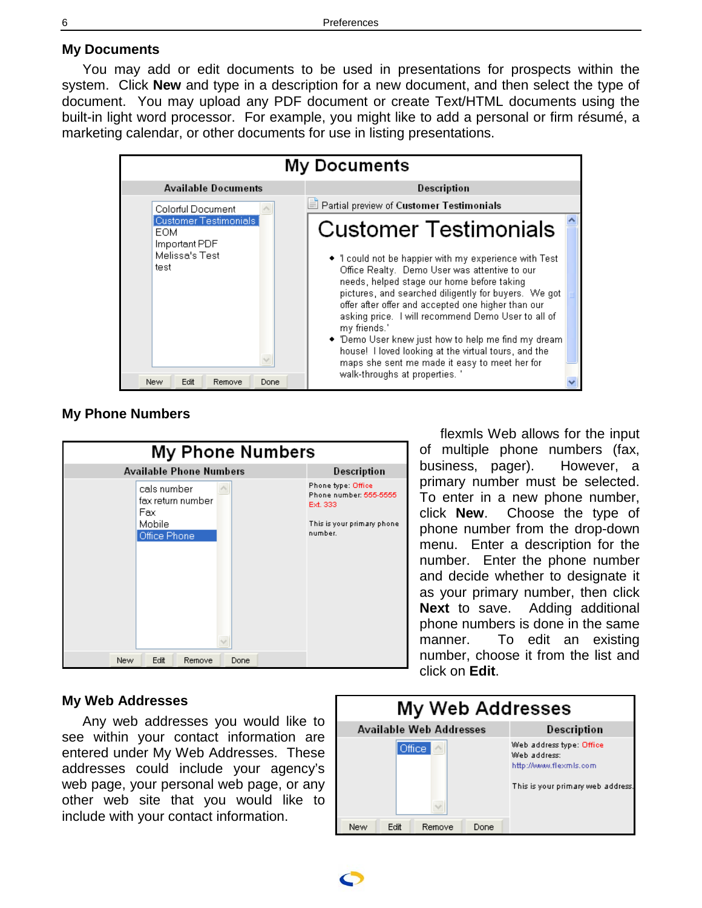## My Documents

You may add or edit documents to be used in presentations for prospects within the system. Click **New** and type in a description for a new document, and then select the type of document. You may upload any PDF document or create Text/HTML documents using the built-in light word processor. For example, you might like to add a personal or firm résumé, a marketing calendar, or other documents for use in listing presentations.

## My Phone Numbers

flexmls Web allows for the input of multiple phone numbers (fax, business, pager). However, a primary number must be selected. To enter in a new phone number, click **New**. Choose the type of phone number from the drop-down menu. Enter a description for the number. Enter the phone number and decide whether to designate it as your primary number, then click **Next** to save. Adding additional phone numbers is done in the same manner. To edit an existing number, choose it from the list and click on **Edit**.

## My Web Addresses

Any web addresses you would like to see within your contact information are entered under My Web Addresses. These addresses could include your agency's web page, your personal web page, or any other web site that you would like to include with your contact information.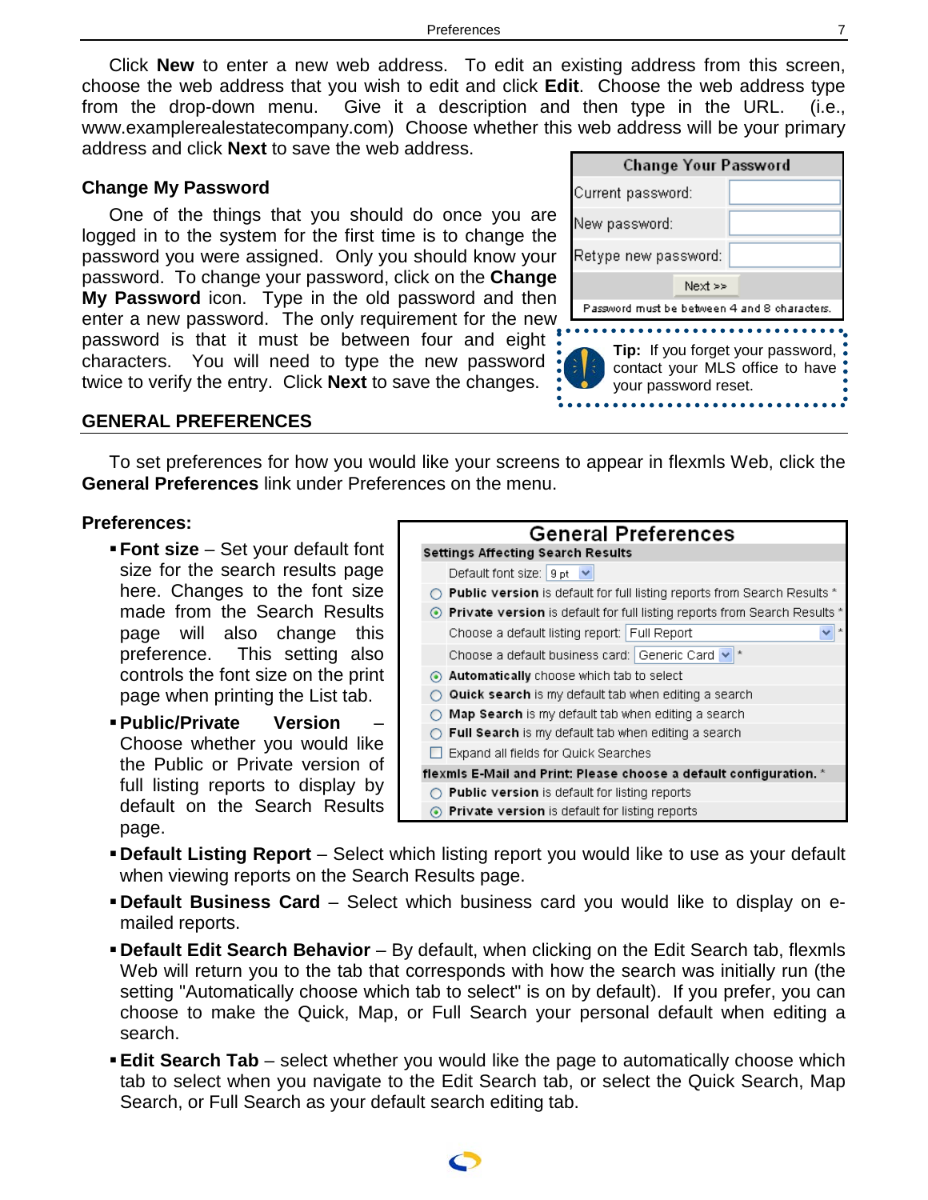Click **New** to enter a new web address. To edit an existing address from this screen, choose the web address that you wish to edit and click **Edit**. Choose the web address type from the drop-down menu. Give it a description and then type in the URL. (i.e., www.examplerealestatecompany.com) Choose whether this web address will be your primary address and click **Next** to save the web address.

### Change My Password

One of the things that you should do once you are logged in to the system for the first time is to change the password you were assigned. Only you should know your password. To change your password, click on the **Change My Password** icon. Type in the old password and then enter a new password. The only requirement for the new password is that it must be between four and eight characters. You will need to type the new password twice to verify the entry. Click **Next** to save the changes.

| Change Your Password | |
|---|---|
| Current password: | |
| New password: | |
| Retype new password: | |
| Next >> | |
| Password must be between 4 and 8 characters. | |

**Tip:** If you forget your password, contact your MLS office to have your password reset.

## GENERAL PREFERENCES

To set preferences for how you would like your screens to appear in flexmls Web, click the **General Preferences** link under Preferences on the menu.

### Preferences:

**General Preferences**

**Settings Affecting Search Results**

- Default font size: 9 pt
- ○ **Public version** is default for full listing reports from Search Results *
- ⦿ **Private version** is default for full listing reports from Search Results *
- Choose a default listing report: Full Report *
- Choose a default business card: Generic Card *
- ⦿ **Automatically** choose which tab to select
- ○ **Quick search** is my default tab when editing a search
- ○ **Map Search** is my default tab when editing a search
- ○ **Full Search** is my default tab when editing a search
- ☐ Expand all fields for Quick Searches

**flexmls E-Mail and Print: Please choose a default configuration.** *

- ○ **Public version** is default for listing reports
- ⦿ **Private version** is default for listing reports

- **Font size** – Set your default font size for the search results page here. Changes to the font size made from the Search Results page will also change this preference. This setting also controls the font size on the print page when printing the List tab.
- **Public/Private Version** – Choose whether you would like the Public or Private version of full listing reports to display by default on the Search Results page.
- **Default Listing Report** – Select which listing report you would like to use as your default when viewing reports on the Search Results page.
- **Default Business Card** – Select which business card you would like to display on e-mailed reports.
- **Default Edit Search Behavior** – By default, when clicking on the Edit Search tab, flexmls Web will return you to the tab that corresponds with how the search was initially run (the setting "Automatically choose which tab to select" is on by default). If you prefer, you can choose to make the Quick, Map, or Full Search your personal default when editing a search.
- **Edit Search Tab** – select whether you would like the page to automatically choose which tab to select when you navigate to the Edit Search tab, or select the Quick Search, Map Search, or Full Search as your default search editing tab.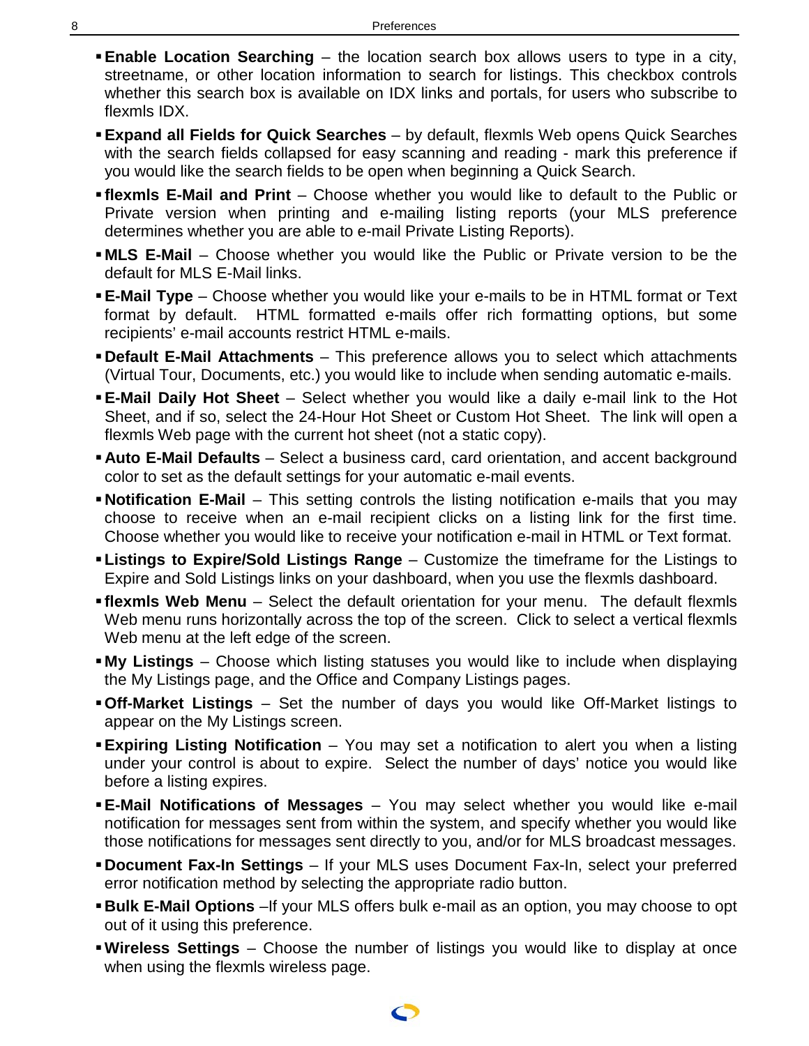- **Enable Location Searching** – the location search box allows users to type in a city, streetname, or other location information to search for listings. This checkbox controls whether this search box is available on IDX links and portals, for users who subscribe to flexmls IDX.
- **Expand all Fields for Quick Searches** – by default, flexmls Web opens Quick Searches with the search fields collapsed for easy scanning and reading - mark this preference if you would like the search fields to be open when beginning a Quick Search.
- **flexmls E-Mail and Print** – Choose whether you would like to default to the Public or Private version when printing and e-mailing listing reports (your MLS preference determines whether you are able to e-mail Private Listing Reports).
- **MLS E-Mail** – Choose whether you would like the Public or Private version to be the default for MLS E-Mail links.
- **E-Mail Type** – Choose whether you would like your e-mails to be in HTML format or Text format by default. HTML formatted e-mails offer rich formatting options, but some recipients' e-mail accounts restrict HTML e-mails.
- **Default E-Mail Attachments** – This preference allows you to select which attachments (Virtual Tour, Documents, etc.) you would like to include when sending automatic e-mails.
- **E-Mail Daily Hot Sheet** – Select whether you would like a daily e-mail link to the Hot Sheet, and if so, select the 24-Hour Hot Sheet or Custom Hot Sheet. The link will open a flexmls Web page with the current hot sheet (not a static copy).
- **Auto E-Mail Defaults** – Select a business card, card orientation, and accent background color to set as the default settings for your automatic e-mail events.
- **Notification E-Mail** – This setting controls the listing notification e-mails that you may choose to receive when an e-mail recipient clicks on a listing link for the first time. Choose whether you would like to receive your notification e-mail in HTML or Text format.
- **Listings to Expire/Sold Listings Range** – Customize the timeframe for the Listings to Expire and Sold Listings links on your dashboard, when you use the flexmls dashboard.
- **flexmls Web Menu** – Select the default orientation for your menu. The default flexmls Web menu runs horizontally across the top of the screen. Click to select a vertical flexmls Web menu at the left edge of the screen.
- **My Listings** – Choose which listing statuses you would like to include when displaying the My Listings page, and the Office and Company Listings pages.
- **Off-Market Listings** – Set the number of days you would like Off-Market listings to appear on the My Listings screen.
- **Expiring Listing Notification** – You may set a notification to alert you when a listing under your control is about to expire. Select the number of days' notice you would like before a listing expires.
- **E-Mail Notifications of Messages** – You may select whether you would like e-mail notification for messages sent from within the system, and specify whether you would like those notifications for messages sent directly to you, and/or for MLS broadcast messages.
- **Document Fax-In Settings** – If your MLS uses Document Fax-In, select your preferred error notification method by selecting the appropriate radio button.
- **Bulk E-Mail Options** –If your MLS offers bulk e-mail as an option, you may choose to opt out of it using this preference.
- **Wireless Settings** – Choose the number of listings you would like to display at once when using the flexmls wireless page.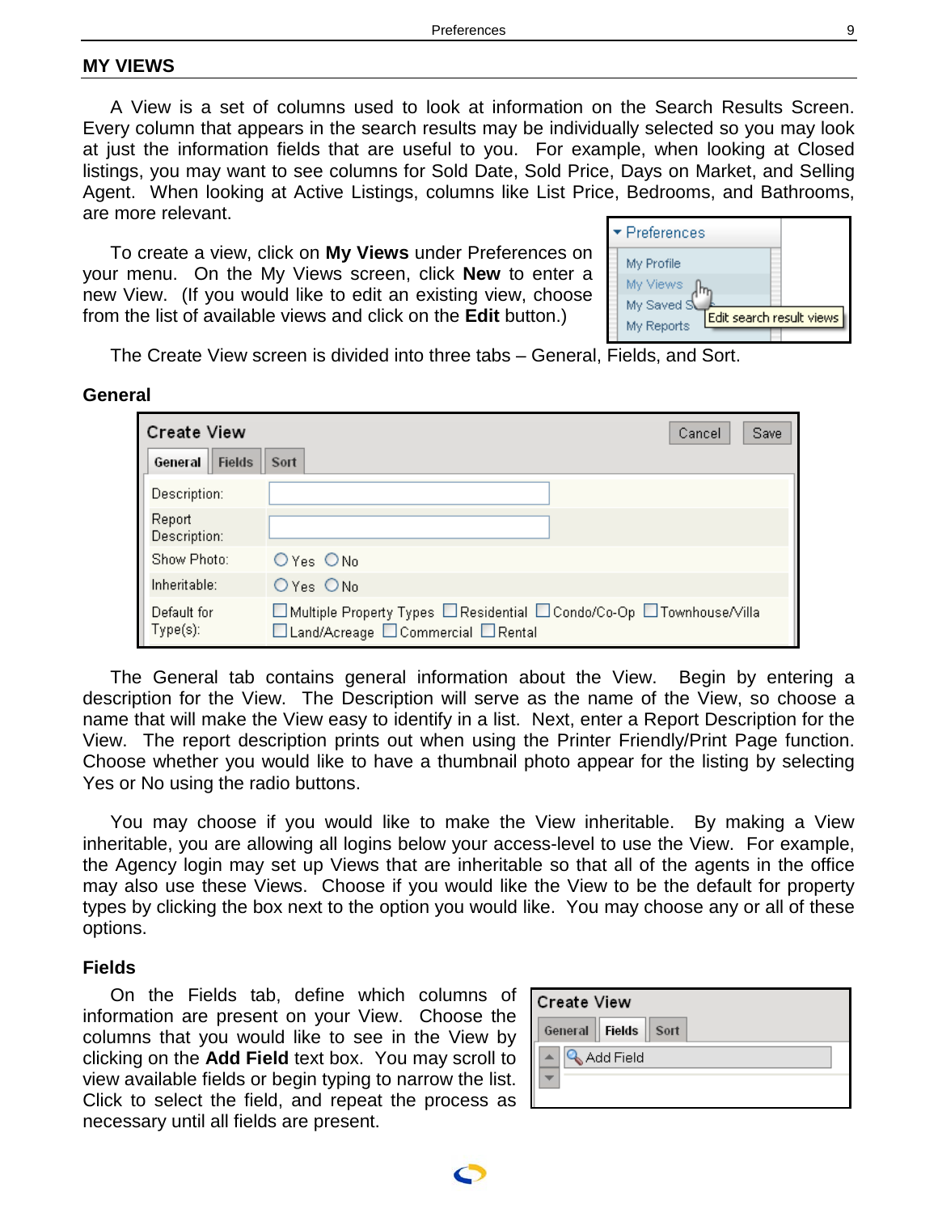## MY VIEWS

A View is a set of columns used to look at information on the Search Results Screen. Every column that appears in the search results may be individually selected so you may look at just the information fields that are useful to you. For example, when looking at Closed listings, you may want to see columns for Sold Date, Sold Price, Days on Market, and Selling Agent. When looking at Active Listings, columns like List Price, Bedrooms, and Bathrooms, are more relevant.

To create a view, click on **My Views** under Preferences on your menu. On the My Views screen, click **New** to enter a new View. (If you would like to edit an existing view, choose from the list of available views and click on the **Edit** button.)

The Create View screen is divided into three tabs – General, Fields, and Sort.

### General

The General tab contains general information about the View. Begin by entering a description for the View. The Description will serve as the name of the View, so choose a name that will make the View easy to identify in a list. Next, enter a Report Description for the View. The report description prints out when using the Printer Friendly/Print Page function. Choose whether you would like to have a thumbnail photo appear for the listing by selecting Yes or No using the radio buttons.

You may choose if you would like to make the View inheritable. By making a View inheritable, you are allowing all logins below your access-level to use the View. For example, the Agency login may set up Views that are inheritable so that all of the agents in the office may also use these Views. Choose if you would like the View to be the default for property types by clicking the box next to the option you would like. You may choose any or all of these options.

### Fields

On the Fields tab, define which columns of information are present on your View. Choose the columns that you would like to see in the View by clicking on the **Add Field** text box. You may scroll to view available fields or begin typing to narrow the list. Click to select the field, and repeat the process as necessary until all fields are present.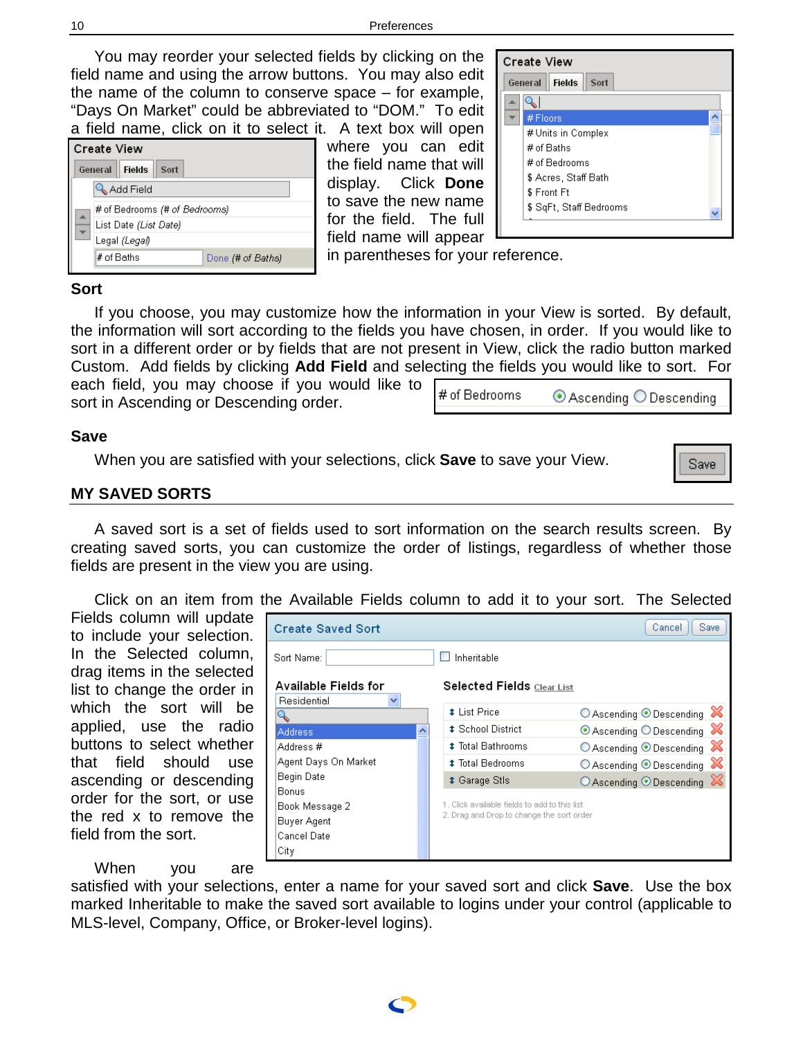You may reorder your selected fields by clicking on the field name and using the arrow buttons. You may also edit the name of the column to conserve space – for example, "Days On Market" could be abbreviated to "DOM." To edit a field name, click on it to select it. A text box will open where you can edit the field name that will display. Click **Done** to save the new name for the field. The full field name will appear in parentheses for your reference.

### Sort

If you choose, you may customize how the information in your View is sorted. By default, the information will sort according to the fields you have chosen, in order. If you would like to sort in a different order or by fields that are not present in View, click the radio button marked Custom. Add fields by clicking **Add Field** and selecting the fields you would like to sort. For each field, you may choose if you would like to sort in Ascending or Descending order.

### Save

When you are satisfied with your selections, click **Save** to save your View.

## MY SAVED SORTS

A saved sort is a set of fields used to sort information on the search results screen. By creating saved sorts, you can customize the order of listings, regardless of whether those fields are present in the view you are using.

Click on an item from the Available Fields column to add it to your sort. The Selected Fields column will update to include your selection. In the Selected column, drag items in the selected list to change the order in which the sort will be applied, use the radio buttons to select whether that field should use ascending or descending order for the sort, or use the red x to remove the field from the sort.

When you are satisfied with your selections, enter a name for your saved sort and click **Save**. Use the box marked Inheritable to make the saved sort available to logins under your control (applicable to MLS-level, Company, Office, or Broker-level logins).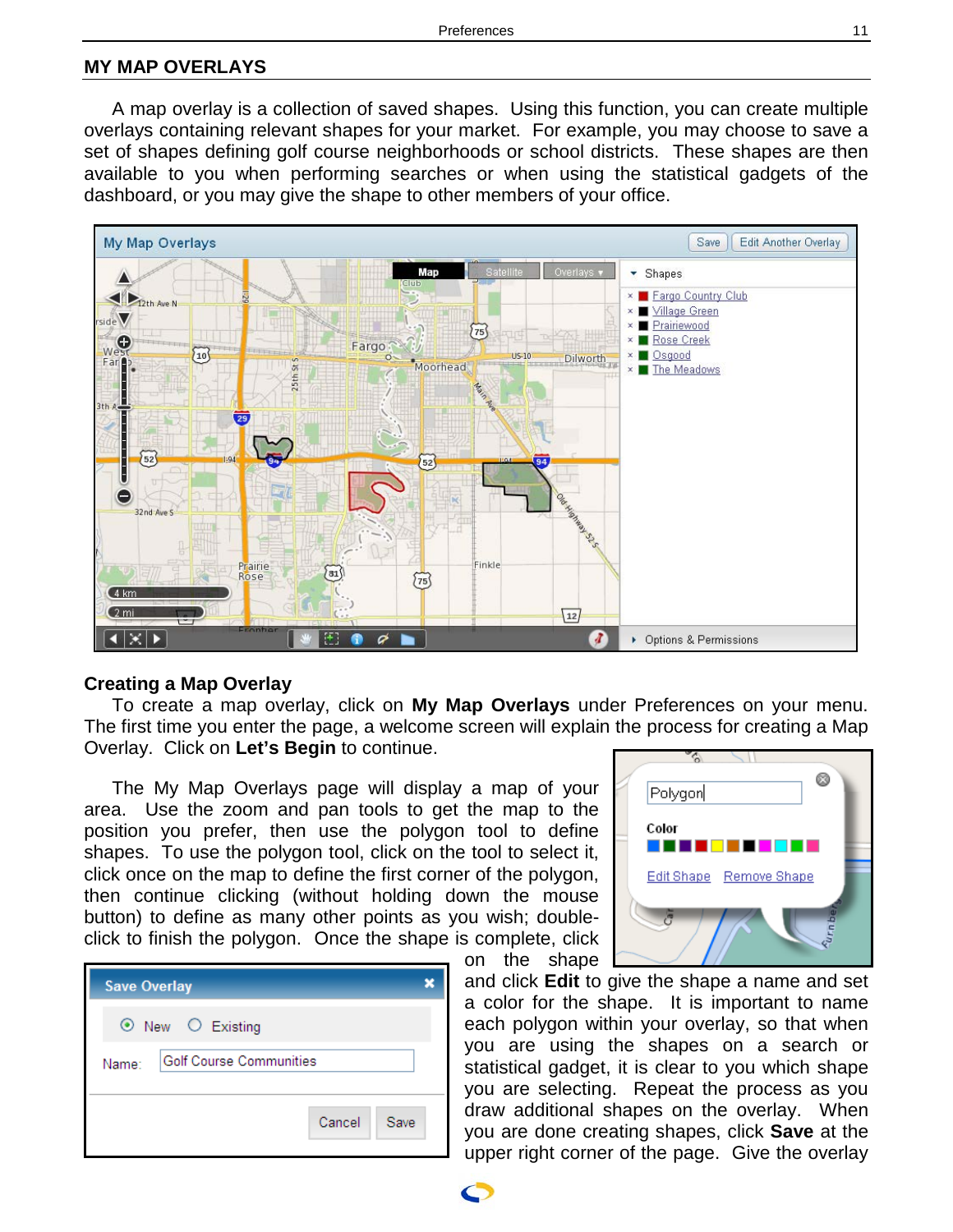## MY MAP OVERLAYS

A map overlay is a collection of saved shapes. Using this function, you can create multiple overlays containing relevant shapes for your market. For example, you may choose to save a set of shapes defining golf course neighborhoods or school districts. These shapes are then available to you when performing searches or when using the statistical gadgets of the dashboard, or you may give the shape to other members of your office.

### Creating a Map Overlay

To create a map overlay, click on **My Map Overlays** under Preferences on your menu. The first time you enter the page, a welcome screen will explain the process for creating a Map Overlay. Click on **Let's Begin** to continue.

The My Map Overlays page will display a map of your area. Use the zoom and pan tools to get the map to the position you prefer, then use the polygon tool to define shapes. To use the polygon tool, click on the tool to select it, click once on the map to define the first corner of the polygon, then continue clicking (without holding down the mouse button) to define as many other points as you wish; double-click to finish the polygon. Once the shape is complete, click on the shape and click **Edit** to give the shape a name and set a color for the shape. It is important to name each polygon within your overlay, so that when you are using the shapes on a search or statistical gadget, it is clear to you which shape you are selecting. Repeat the process as you draw additional shapes on the overlay. When you are done creating shapes, click **Save** at the upper right corner of the page. Give the overlay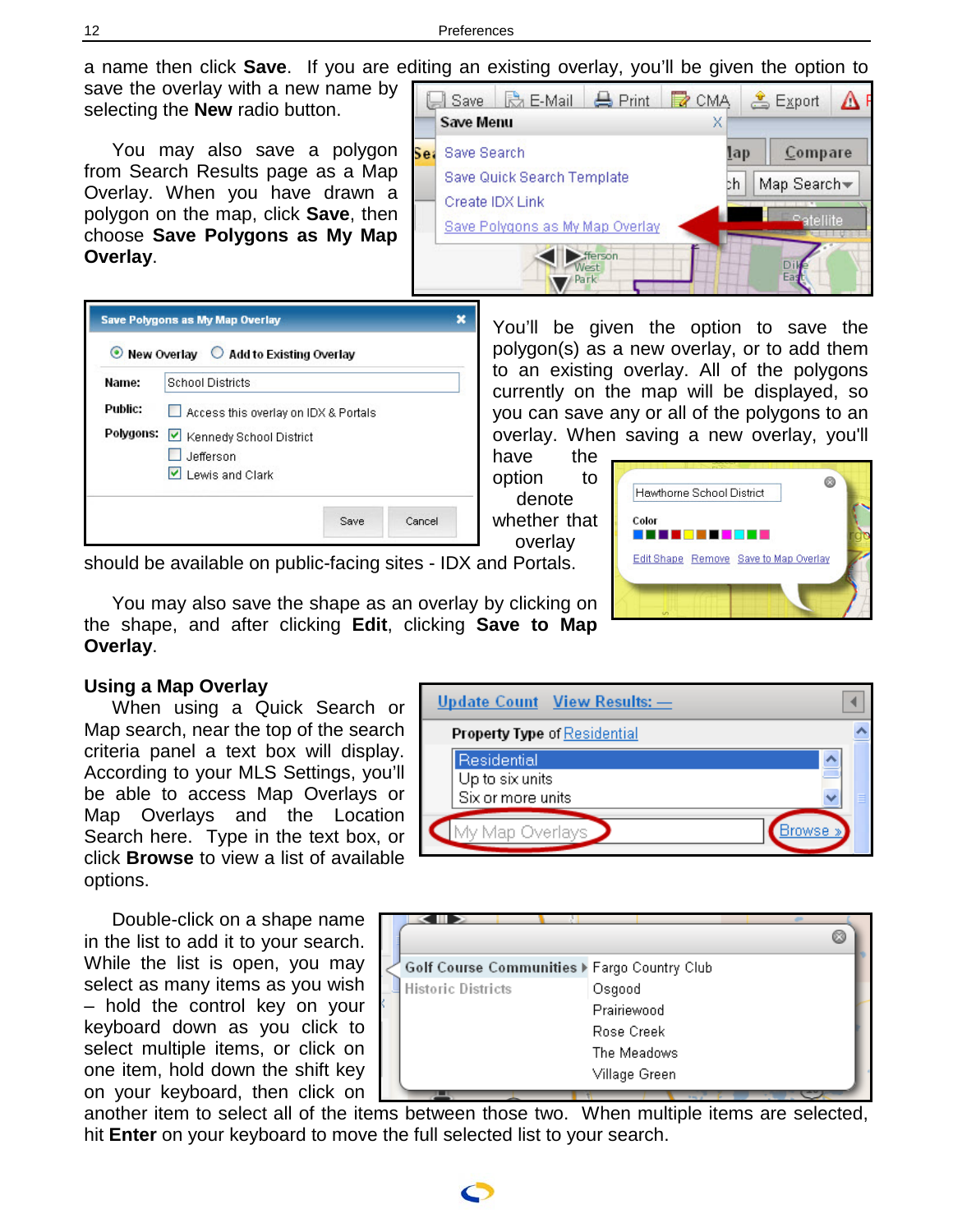a name then click **Save**. If you are editing an existing overlay, you'll be given the option to save the overlay with a new name by selecting the **New** radio button.

You may also save a polygon from Search Results page as a Map Overlay. When you have drawn a polygon on the map, click **Save**, then choose **Save Polygons as My Map Overlay**.

You'll be given the option to save the polygon(s) as a new overlay, or to add them to an existing overlay. All of the polygons currently on the map will be displayed, so you can save any or all of the polygons to an overlay. When saving a new overlay, you'll have the option to denote whether that overlay should be available on public-facing sites - IDX and Portals.

You may also save the shape as an overlay by clicking on the shape, and after clicking **Edit**, clicking **Save to Map Overlay**.

### Using a Map Overlay

When using a Quick Search or Map search, near the top of the search criteria panel a text box will display. According to your MLS Settings, you'll be able to access Map Overlays or Map Overlays and the Location Search here. Type in the text box, or click **Browse** to view a list of available options.

Double-click on a shape name in the list to add it to your search. While the list is open, you may select as many items as you wish – hold the control key on your keyboard down as you click to select multiple items, or click on one item, hold down the shift key on your keyboard, then click on another item to select all of the items between those two. When multiple items are selected, hit **Enter** on your keyboard to move the full selected list to your search.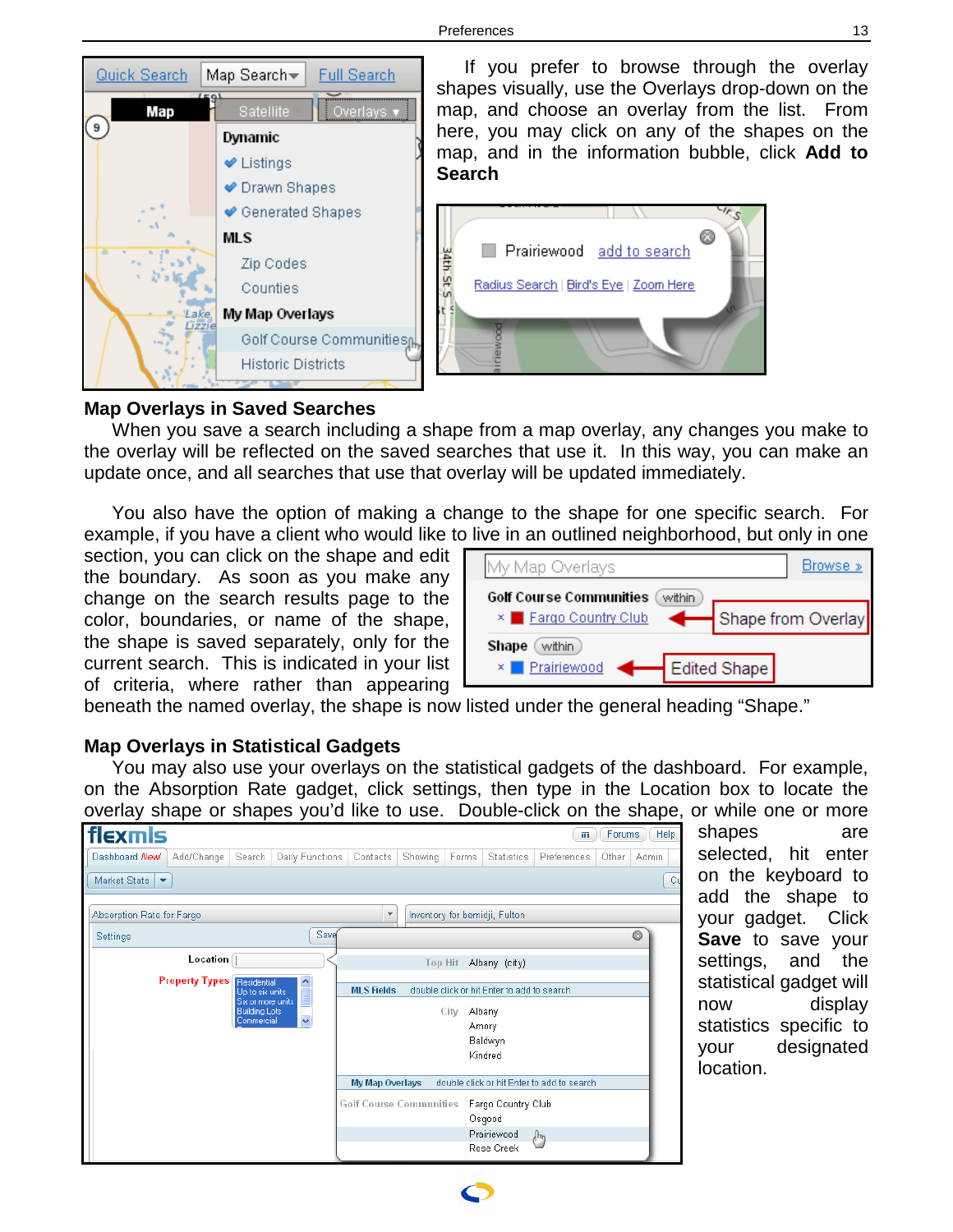If you prefer to browse through the overlay shapes visually, use the Overlays drop-down on the map, and choose an overlay from the list. From here, you may click on any of the shapes on the map, and in the information bubble, click **Add to Search**

### Map Overlays in Saved Searches

When you save a search including a shape from a map overlay, any changes you make to the overlay will be reflected on the saved searches that use it. In this way, you can make an update once, and all searches that use that overlay will be updated immediately.

You also have the option of making a change to the shape for one specific search. For example, if you have a client who would like to live in an outlined neighborhood, but only in one section, you can click on the shape and edit the boundary. As soon as you make any change on the search results page to the color, boundaries, or name of the shape, the shape is saved separately, only for the current search. This is indicated in your list of criteria, where rather than appearing beneath the named overlay, the shape is now listed under the general heading “Shape.”

### Map Overlays in Statistical Gadgets

You may also use your overlays on the statistical gadgets of the dashboard. For example, on the Absorption Rate gadget, click settings, then type in the Location box to locate the overlay shape or shapes you’d like to use. Double-click on the shape, or while one or more shapes are selected, hit enter on the keyboard to add the shape to your gadget. Click **Save** to save your settings, and the statistical gadget will now display statistics specific to your designated location.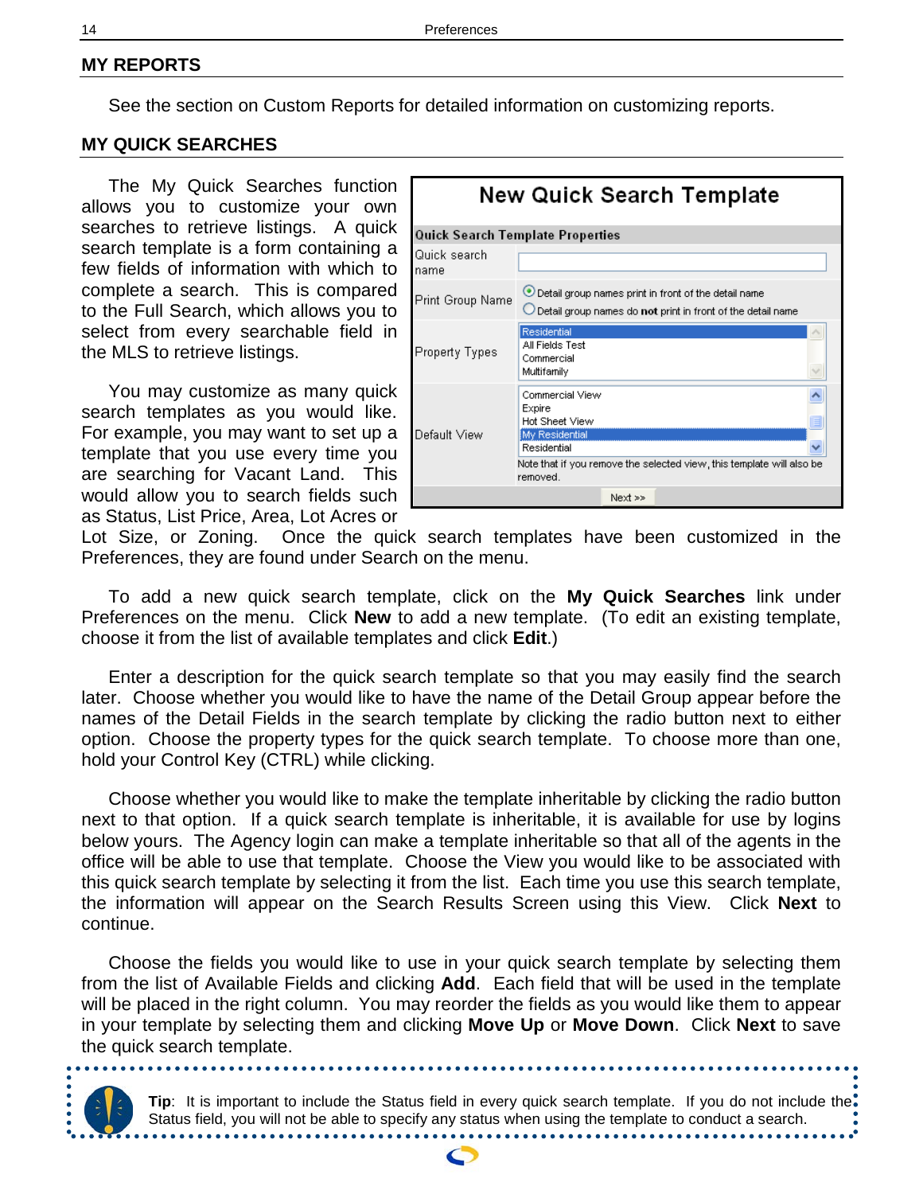## MY REPORTS

See the section on Custom Reports for detailed information on customizing reports.

## MY QUICK SEARCHES

The My Quick Searches function allows you to customize your own searches to retrieve listings. A quick search template is a form containing a few fields of information with which to complete a search. This is compared to the Full Search, which allows you to select from every searchable field in the MLS to retrieve listings.

**New Quick Search Template**

**Quick Search Template Properties**

| | |
|---|---|
| Quick search name | |
| Print Group Name | ⊙ Detail group names print in front of the detail name<br>○ Detail group names do **not** print in front of the detail name |
| Property Types | Residential<br>All Fields Test<br>Commercial<br>Multifamily |
| Default View | Commercial View<br>Expire<br>Hot Sheet View<br>My Residential<br>Residential<br>Note that if you remove the selected view, this template will also be removed. |

Next >>

You may customize as many quick search templates as you would like. For example, you may want to set up a template that you use every time you are searching for Vacant Land. This would allow you to search fields such as Status, List Price, Area, Lot Acres or Lot Size, or Zoning. Once the quick search templates have been customized in the Preferences, they are found under Search on the menu.

To add a new quick search template, click on the **My Quick Searches** link under Preferences on the menu. Click **New** to add a new template. (To edit an existing template, choose it from the list of available templates and click **Edit**.)

Enter a description for the quick search template so that you may easily find the search later. Choose whether you would like to have the name of the Detail Group appear before the names of the Detail Fields in the search template by clicking the radio button next to either option. Choose the property types for the quick search template. To choose more than one, hold your Control Key (CTRL) while clicking.

Choose whether you would like to make the template inheritable by clicking the radio button next to that option. If a quick search template is inheritable, it is available for use by logins below yours. The Agency login can make a template inheritable so that all of the agents in the office will be able to use that template. Choose the View you would like to be associated with this quick search template by selecting it from the list. Each time you use this search template, the information will appear on the Search Results Screen using this View. Click **Next** to continue.

Choose the fields you would like to use in your quick search template by selecting them from the list of Available Fields and clicking **Add**. Each field that will be used in the template will be placed in the right column. You may reorder the fields as you would like them to appear in your template by selecting them and clicking **Move Up** or **Move Down**. Click **Next** to save the quick search template.

**Tip**: It is important to include the Status field in every quick search template. If you do not include the Status field, you will not be able to specify any status when using the template to conduct a search.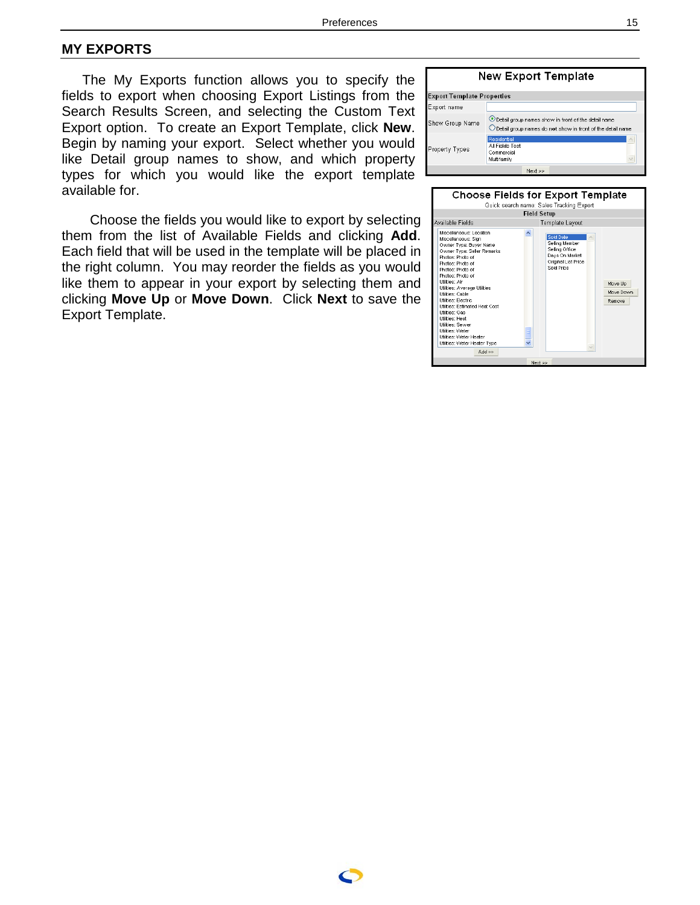## MY EXPORTS

The My Exports function allows you to specify the fields to export when choosing Export Listings from the Search Results Screen, and selecting the Custom Text Export option. To create an Export Template, click **New**. Begin by naming your export. Select whether you would like Detail group names to show, and which property types for which you would like the export template available for.

Choose the fields you would like to export by selecting them from the list of Available Fields and clicking **Add**. Each field that will be used in the template will be placed in the right column. You may reorder the fields as you would like them to appear in your export by selecting them and clicking **Move Up** or **Move Down**. Click **Next** to save the Export Template.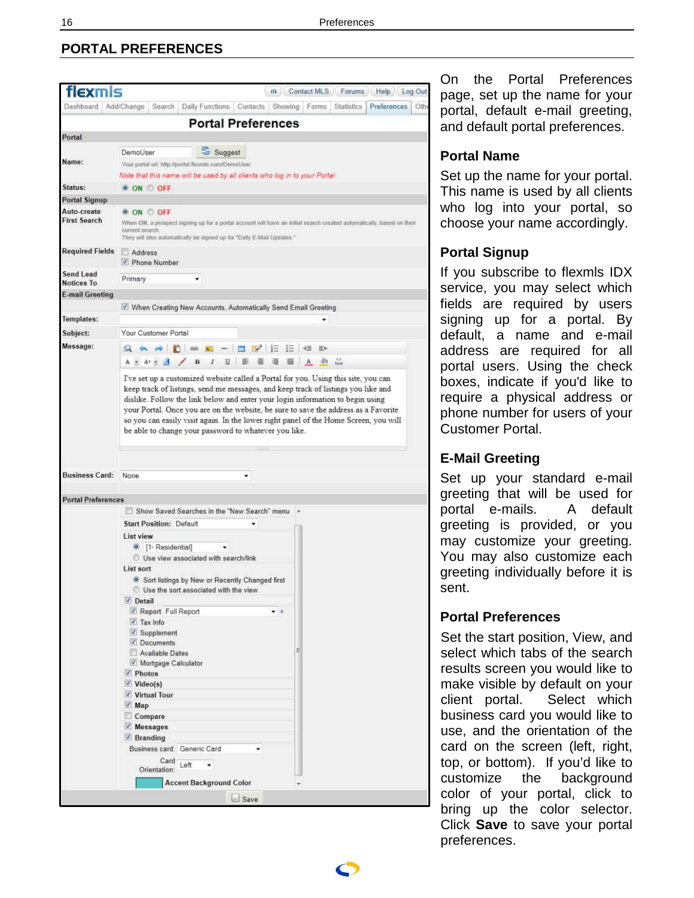## PORTAL PREFERENCES

On the Portal Preferences page, set up the name for your portal, default e-mail greeting, and default portal preferences.

### Portal Name

Set up the name for your portal. This name is used by all clients who log into your portal, so choose your name accordingly.

### Portal Signup

If you subscribe to flexmls IDX service, you may select which fields are required by users signing up for a portal. By default, a name and e-mail address are required for all portal users. Using the check boxes, indicate if you'd like to require a physical address or phone number for users of your Customer Portal.

### E-Mail Greeting

Set up your standard e-mail greeting that will be used for portal e-mails. A default greeting is provided, or you may customize your greeting. You may also customize each greeting individually before it is sent.

### Portal Preferences

Set the start position, View, and select which tabs of the search results screen you would like to make visible by default on your client portal. Select which business card you would like to use, and the orientation of the card on the screen (left, right, top, or bottom). If you'd like to customize the background color of your portal, click to bring up the color selector. Click **Save** to save your portal preferences.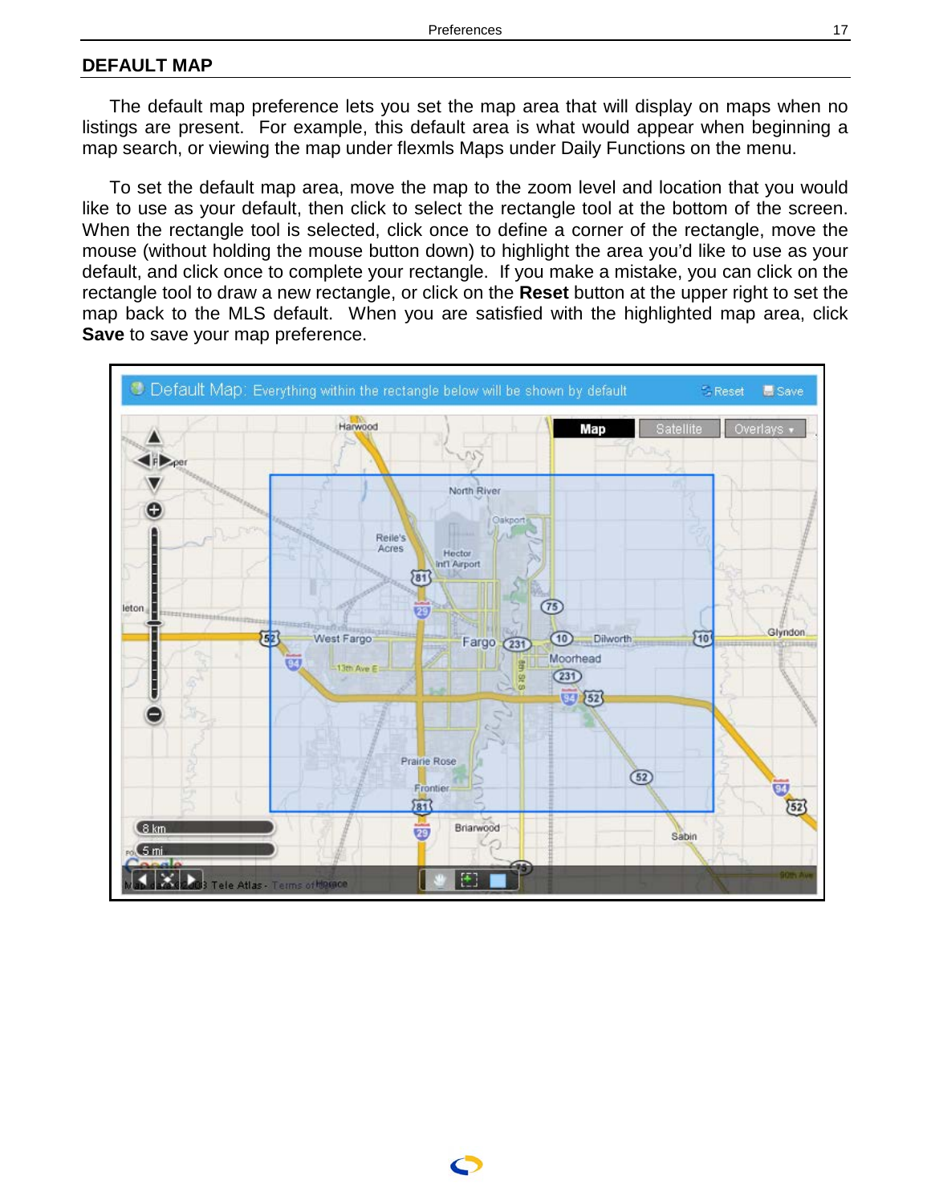## DEFAULT MAP

The default map preference lets you set the map area that will display on maps when no listings are present. For example, this default area is what would appear when beginning a map search, or viewing the map under flexmls Maps under Daily Functions on the menu.

To set the default map area, move the map to the zoom level and location that you would like to use as your default, then click to select the rectangle tool at the bottom of the screen. When the rectangle tool is selected, click once to define a corner of the rectangle, move the mouse (without holding the mouse button down) to highlight the area you'd like to use as your default, and click once to complete your rectangle. If you make a mistake, you can click on the rectangle tool to draw a new rectangle, or click on the **Reset** button at the upper right to set the map back to the MLS default. When you are satisfied with the highlighted map area, click **Save** to save your map preference.